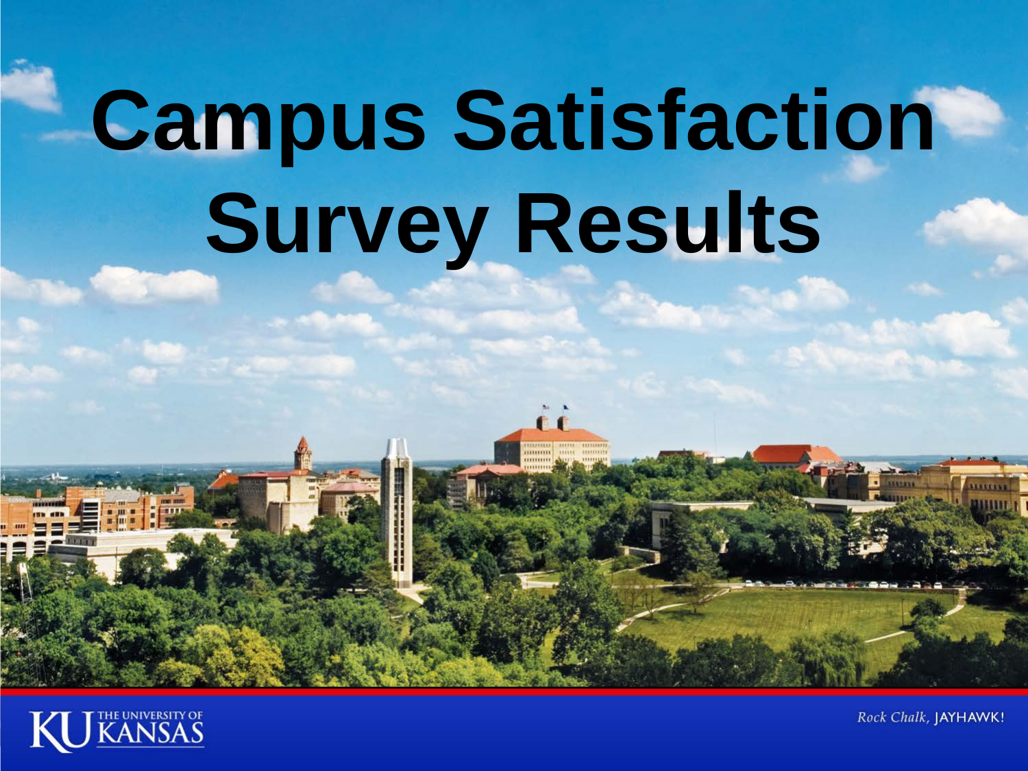# Campus Satisfaction Survey Results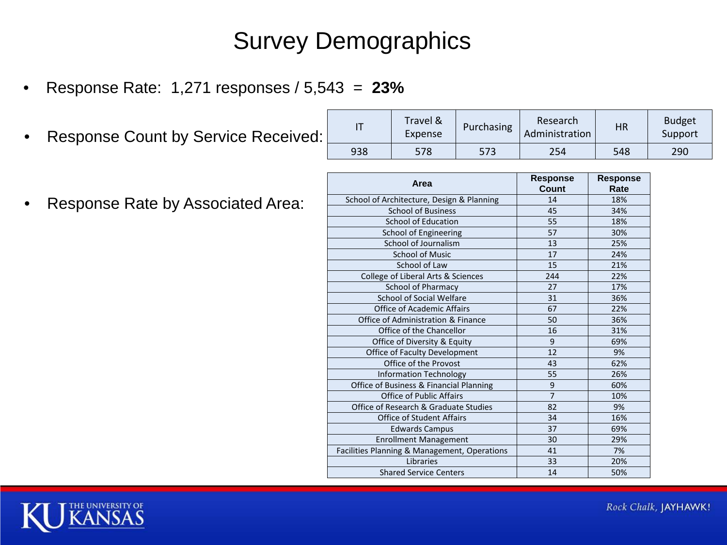# Survey Demographics

- Response Rate: 1,271 responses / 5,543 = **23%**

- Response Count by Service Received:

| IT | Travel & Expense | Purchasing | Research Administration | HR | Budget Support |
|---|---|---|---|---|---|
| 938 | 578 | 573 | 254 | 548 | 290 |

- Response Rate by Associated Area:

| Area | Response Count | Response Rate |
|---|---|---|
| School of Architecture, Design & Planning | 14 | 18% |
| School of Business | 45 | 34% |
| School of Education | 55 | 18% |
| School of Engineering | 57 | 30% |
| School of Journalism | 13 | 25% |
| School of Music | 17 | 24% |
| School of Law | 15 | 21% |
| College of Liberal Arts & Sciences | 244 | 22% |
| School of Pharmacy | 27 | 17% |
| School of Social Welfare | 31 | 36% |
| Office of Academic Affairs | 67 | 22% |
| Office of Administration & Finance | 50 | 36% |
| Office of the Chancellor | 16 | 31% |
| Office of Diversity & Equity | 9 | 69% |
| Office of Faculty Development | 12 | 9% |
| Office of the Provost | 43 | 62% |
| Information Technology | 55 | 26% |
| Office of Business & Financial Planning | 9 | 60% |
| Office of Public Affairs | 7 | 10% |
| Office of Research & Graduate Studies | 82 | 9% |
| Office of Student Affairs | 34 | 16% |
| Edwards Campus | 37 | 69% |
| Enrollment Management | 30 | 29% |
| Facilities Planning & Management, Operations | 41 | 7% |
| Libraries | 33 | 20% |
| Shared Service Centers | 14 | 50% |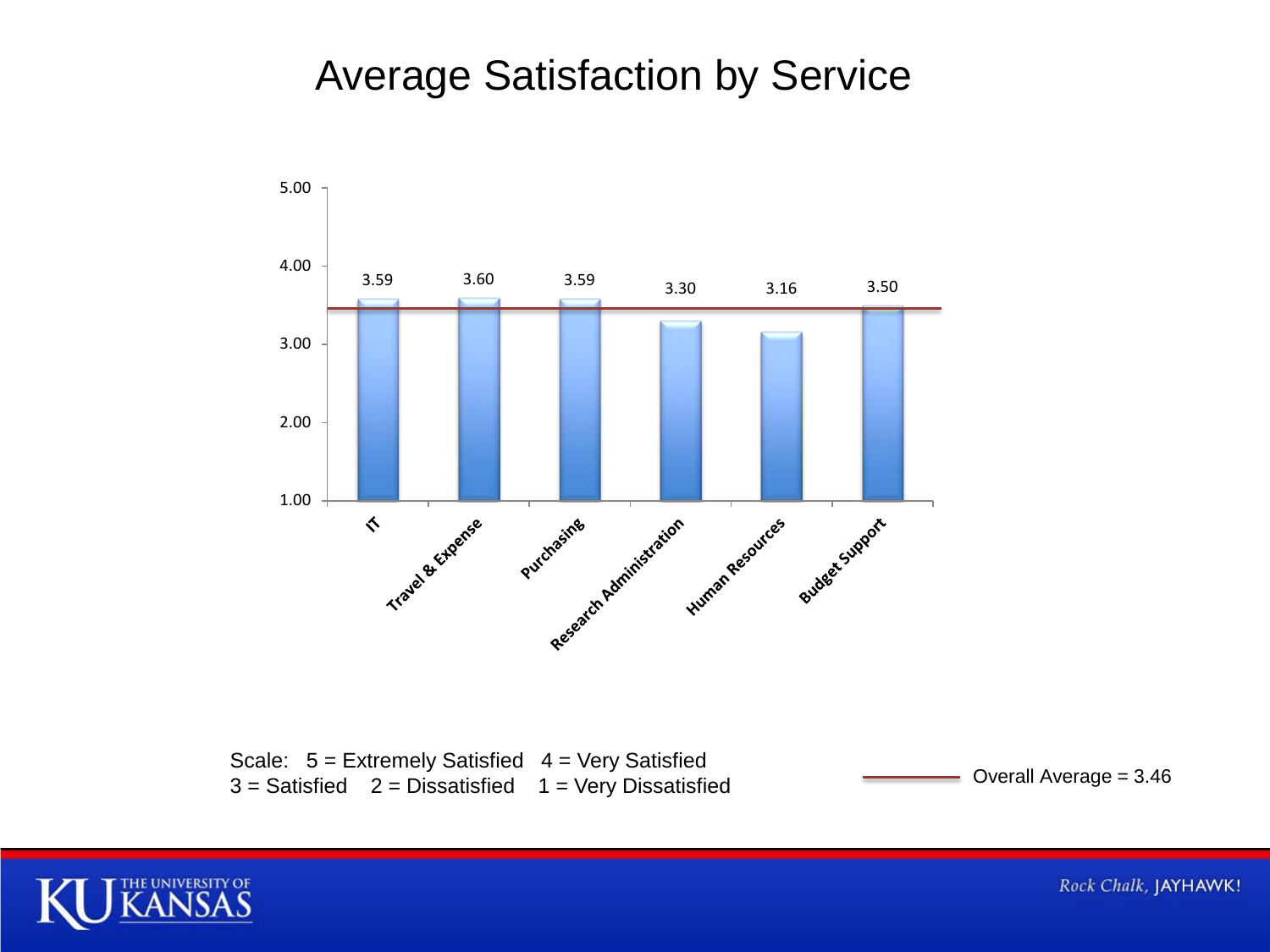# Average Satisfaction by Service

| Service | Average Satisfaction |
| --- | --- |
| IT | 3.59 |
| Travel & Expense | 3.60 |
| Purchasing | 3.59 |
| Research Administration | 3.30 |
| Human Resources | 3.16 |
| Budget Support | 3.50 |

Scale: 5 = Extremely Satisfied 4 = Very Satisfied
3 = Satisfied 2 = Dissatisfied 1 = Very Dissatisfied

Overall Average = 3.46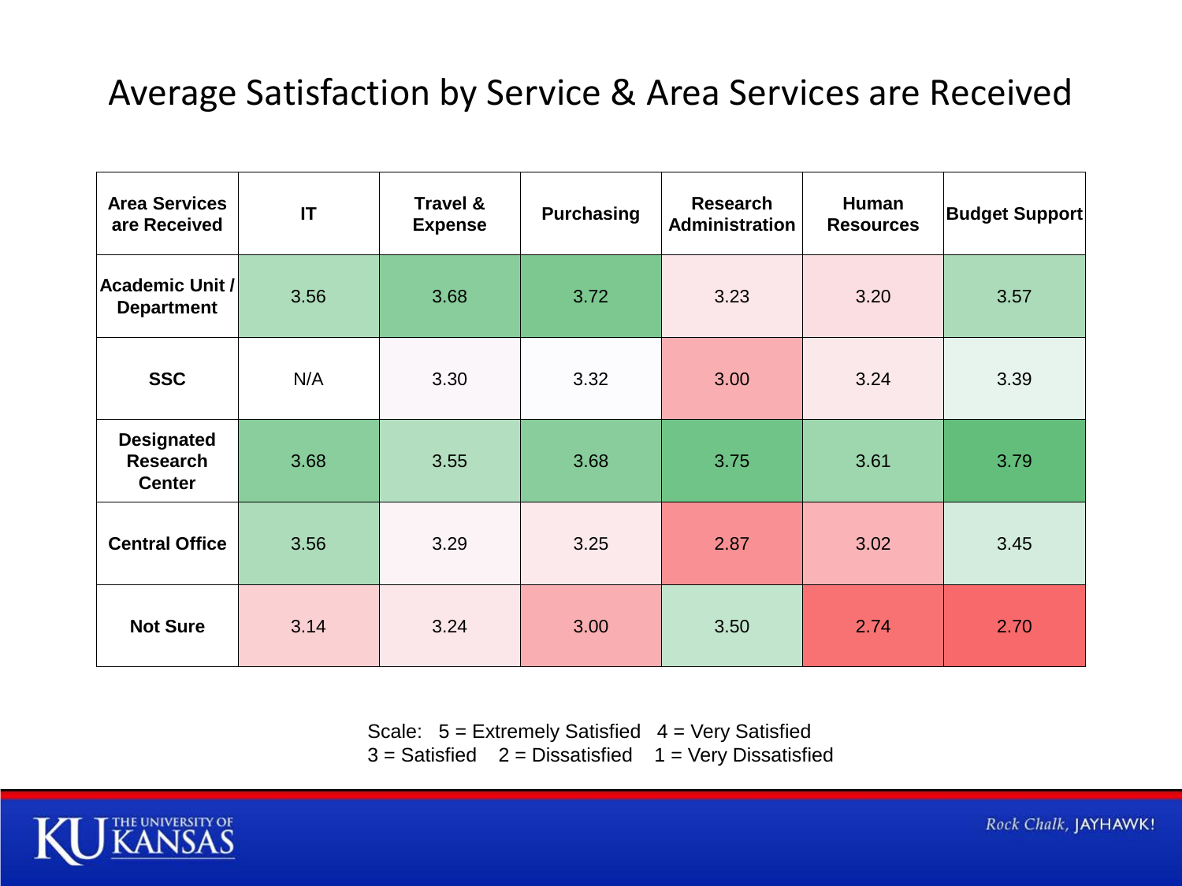# Average Satisfaction by Service & Area Services are Received

| Area Services are Received | IT | Travel & Expense | Purchasing | Research Administration | Human Resources | Budget Support |
|---|---|---|---|---|---|---|
| Academic Unit / Department | 3.56 | 3.68 | 3.72 | 3.23 | 3.20 | 3.57 |
| SSC | N/A | 3.30 | 3.32 | 3.00 | 3.24 | 3.39 |
| Designated Research Center | 3.68 | 3.55 | 3.68 | 3.75 | 3.61 | 3.79 |
| Central Office | 3.56 | 3.29 | 3.25 | 2.87 | 3.02 | 3.45 |
| Not Sure | 3.14 | 3.24 | 3.00 | 3.50 | 2.74 | 2.70 |

Scale: 5 = Extremely Satisfied 4 = Very Satisfied
3 = Satisfied 2 = Dissatisfied 1 = Very Dissatisfied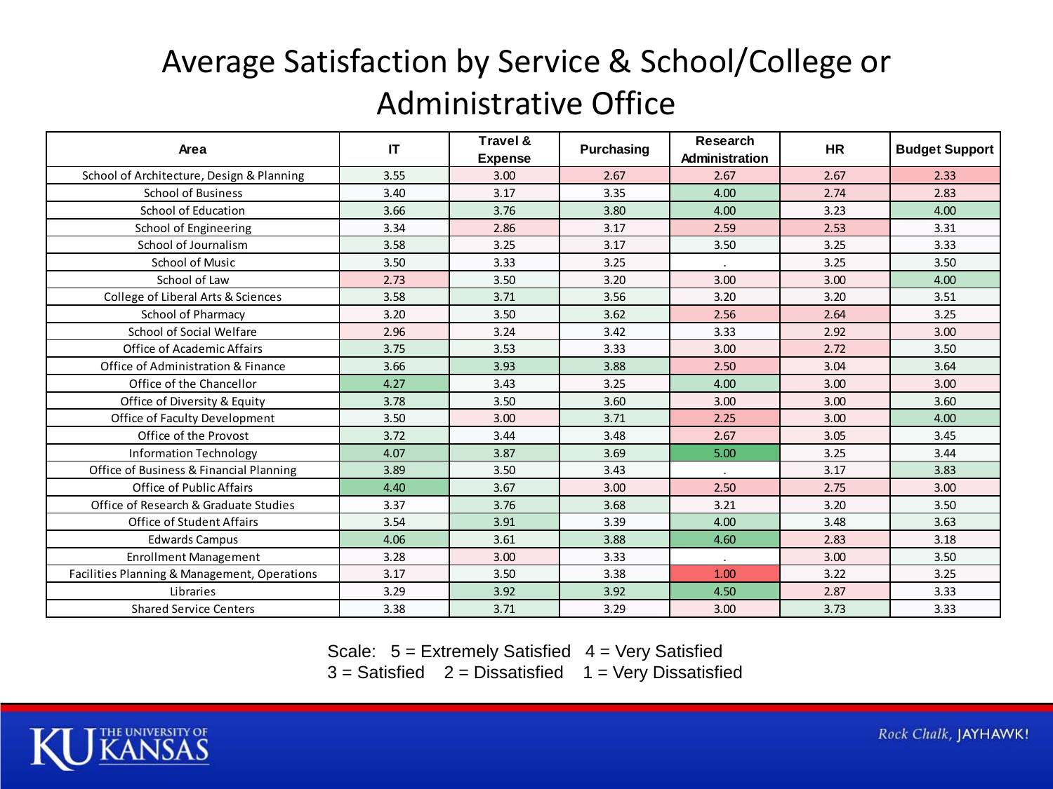# Average Satisfaction by Service & School/College or Administrative Office

| Area | IT | Travel & Expense | Purchasing | Research Administration | HR | Budget Support |
|---|---|---|---|---|---|---|
| School of Architecture, Design & Planning | 3.55 | 3.00 | 2.67 | 2.67 | 2.67 | 2.33 |
| School of Business | 3.40 | 3.17 | 3.35 | 4.00 | 2.74 | 2.83 |
| School of Education | 3.66 | 3.76 | 3.80 | 4.00 | 3.23 | 4.00 |
| School of Engineering | 3.34 | 2.86 | 3.17 | 2.59 | 2.53 | 3.31 |
| School of Journalism | 3.58 | 3.25 | 3.17 | 3.50 | 3.25 | 3.33 |
| School of Music | 3.50 | 3.33 | 3.25 | . | 3.25 | 3.50 |
| School of Law | 2.73 | 3.50 | 3.20 | 3.00 | 3.00 | 4.00 |
| College of Liberal Arts & Sciences | 3.58 | 3.71 | 3.56 | 3.20 | 3.20 | 3.51 |
| School of Pharmacy | 3.20 | 3.50 | 3.62 | 2.56 | 2.64 | 3.25 |
| School of Social Welfare | 2.96 | 3.24 | 3.42 | 3.33 | 2.92 | 3.00 |
| Office of Academic Affairs | 3.75 | 3.53 | 3.33 | 3.00 | 2.72 | 3.50 |
| Office of Administration & Finance | 3.66 | 3.93 | 3.88 | 2.50 | 3.04 | 3.64 |
| Office of the Chancellor | 4.27 | 3.43 | 3.25 | 4.00 | 3.00 | 3.00 |
| Office of Diversity & Equity | 3.78 | 3.50 | 3.60 | 3.00 | 3.00 | 3.60 |
| Office of Faculty Development | 3.50 | 3.00 | 3.71 | 2.25 | 3.00 | 4.00 |
| Office of the Provost | 3.72 | 3.44 | 3.48 | 2.67 | 3.05 | 3.45 |
| Information Technology | 4.07 | 3.87 | 3.69 | 5.00 | 3.25 | 3.44 |
| Office of Business & Financial Planning | 3.89 | 3.50 | 3.43 | . | 3.17 | 3.83 |
| Office of Public Affairs | 4.40 | 3.67 | 3.00 | 2.50 | 2.75 | 3.00 |
| Office of Research & Graduate Studies | 3.37 | 3.76 | 3.68 | 3.21 | 3.20 | 3.50 |
| Office of Student Affairs | 3.54 | 3.91 | 3.39 | 4.00 | 3.48 | 3.63 |
| Edwards Campus | 4.06 | 3.61 | 3.88 | 4.60 | 2.83 | 3.18 |
| Enrollment Management | 3.28 | 3.00 | 3.33 | . | 3.00 | 3.50 |
| Facilities Planning & Management, Operations | 3.17 | 3.50 | 3.38 | 1.00 | 3.22 | 3.25 |
| Libraries | 3.29 | 3.92 | 3.92 | 4.50 | 2.87 | 3.33 |
| Shared Service Centers | 3.38 | 3.71 | 3.29 | 3.00 | 3.73 | 3.33 |

Scale: 5 = Extremely Satisfied 4 = Very Satisfied
3 = Satisfied 2 = Dissatisfied 1 = Very Dissatisfied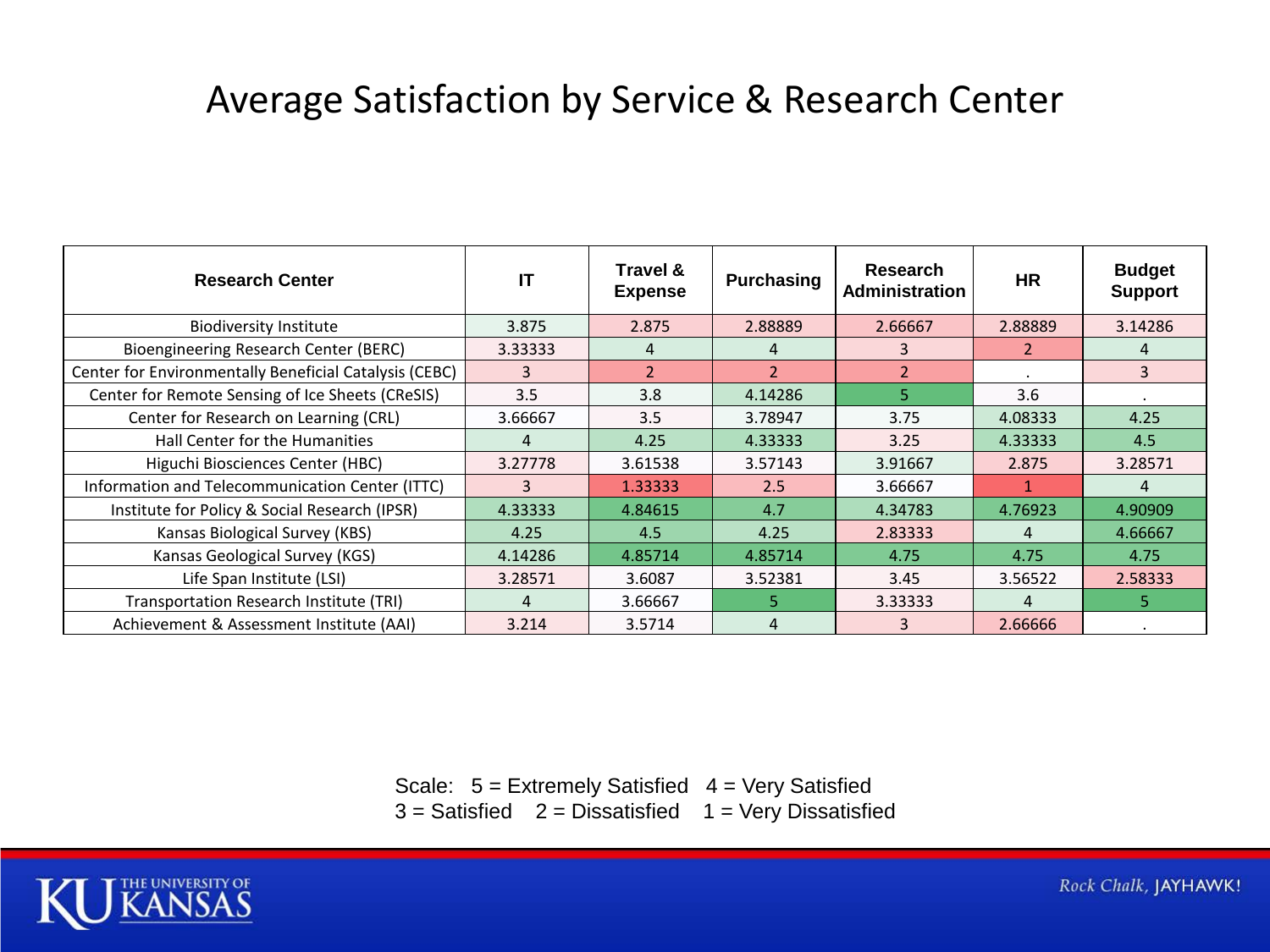# Average Satisfaction by Service & Research Center

| Research Center | IT | Travel & Expense | Purchasing | Research Administration | HR | Budget Support |
|---|---|---|---|---|---|---|
| Biodiversity Institute | 3.875 | 2.875 | 2.88889 | 2.66667 | 2.88889 | 3.14286 |
| Bioengineering Research Center (BERC) | 3.33333 | 4 | 4 | 3 | 2 | 4 |
| Center for Environmentally Beneficial Catalysis (CEBC) | 3 | 2 | 2 | 2 | . | 3 |
| Center for Remote Sensing of Ice Sheets (CReSIS) | 3.5 | 3.8 | 4.14286 | 5 | 3.6 | . |
| Center for Research on Learning (CRL) | 3.66667 | 3.5 | 3.78947 | 3.75 | 4.08333 | 4.25 |
| Hall Center for the Humanities | 4 | 4.25 | 4.33333 | 3.25 | 4.33333 | 4.5 |
| Higuchi Biosciences Center (HBC) | 3.27778 | 3.61538 | 3.57143 | 3.91667 | 2.875 | 3.28571 |
| Information and Telecommunication Center (ITTC) | 3 | 1.33333 | 2.5 | 3.66667 | 1 | 4 |
| Institute for Policy & Social Research (IPSR) | 4.33333 | 4.84615 | 4.7 | 4.34783 | 4.76923 | 4.90909 |
| Kansas Biological Survey (KBS) | 4.25 | 4.5 | 4.25 | 2.83333 | 4 | 4.66667 |
| Kansas Geological Survey (KGS) | 4.14286 | 4.85714 | 4.85714 | 4.75 | 4.75 | 4.75 |
| Life Span Institute (LSI) | 3.28571 | 3.6087 | 3.52381 | 3.45 | 3.56522 | 2.58333 |
| Transportation Research Institute (TRI) | 4 | 3.66667 | 5 | 3.33333 | 4 | 5 |
| Achievement & Assessment Institute (AAI) | 3.214 | 3.5714 | 4 | 3 | 2.66666 | . |

Scale: 5 = Extremely Satisfied 4 = Very Satisfied
3 = Satisfied 2 = Dissatisfied 1 = Very Dissatisfied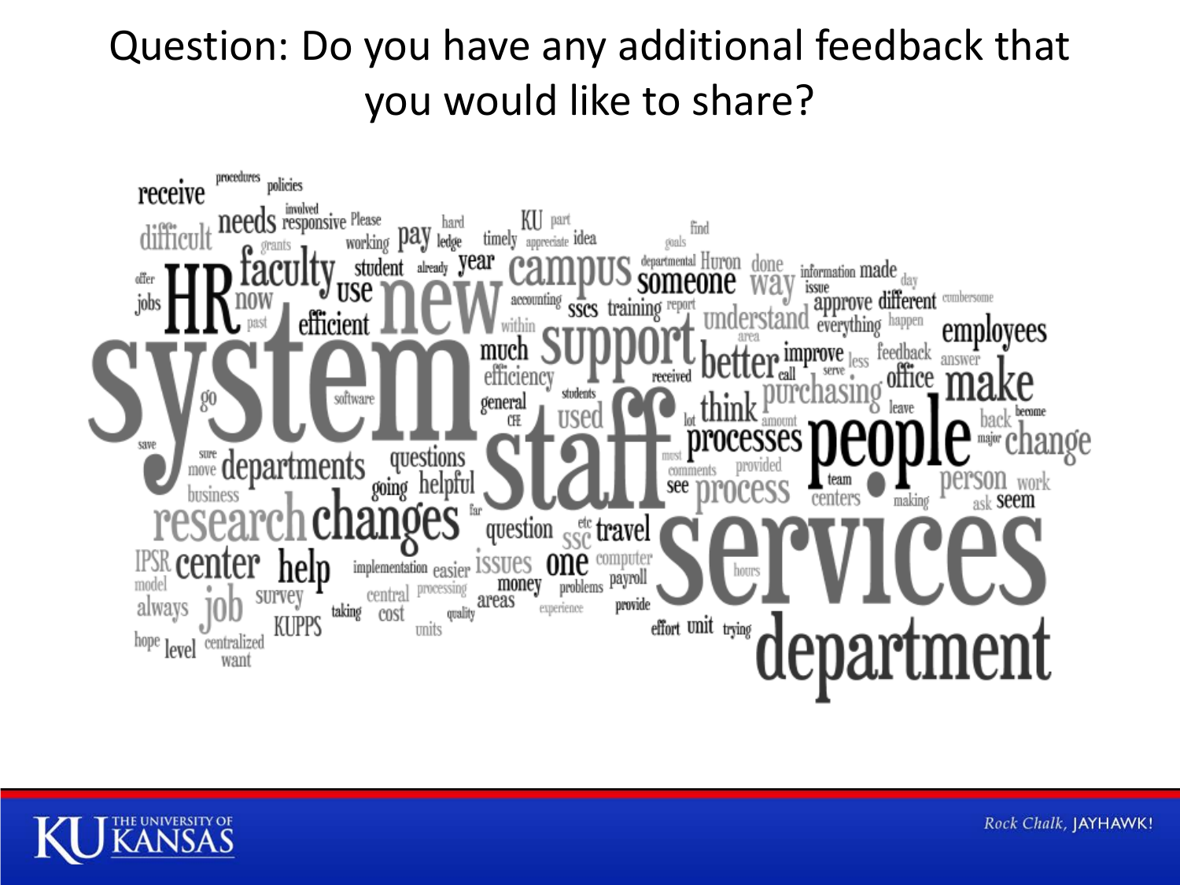# Question: Do you have any additional feedback that you would like to share?

receive procedures policies
difficult needs involved responsive Please grants working pay hard ledge timely KU part appreciate idea goals find
offer jobs HR faculty now past student already year use new efficient campus departmental Huron done someone way information made day issue accounting sscs training report within approve different cumbersome understand everything happen employees
system much support efficiency better area improve call serve less feedback answer office received general purchasing make students go software CFE used think lot amount leave back become save
staff processes people major change most sure move departments questions comments provided business going helpful see process team person work centers making ask seem
research changes far question etc SSC travel
IPSR center help implementation easier issues one computer payroll hours model always job survey central processing money problems areas experience provide
services taking cost quality KUPPS units effort unit trying hope level centralized want
department